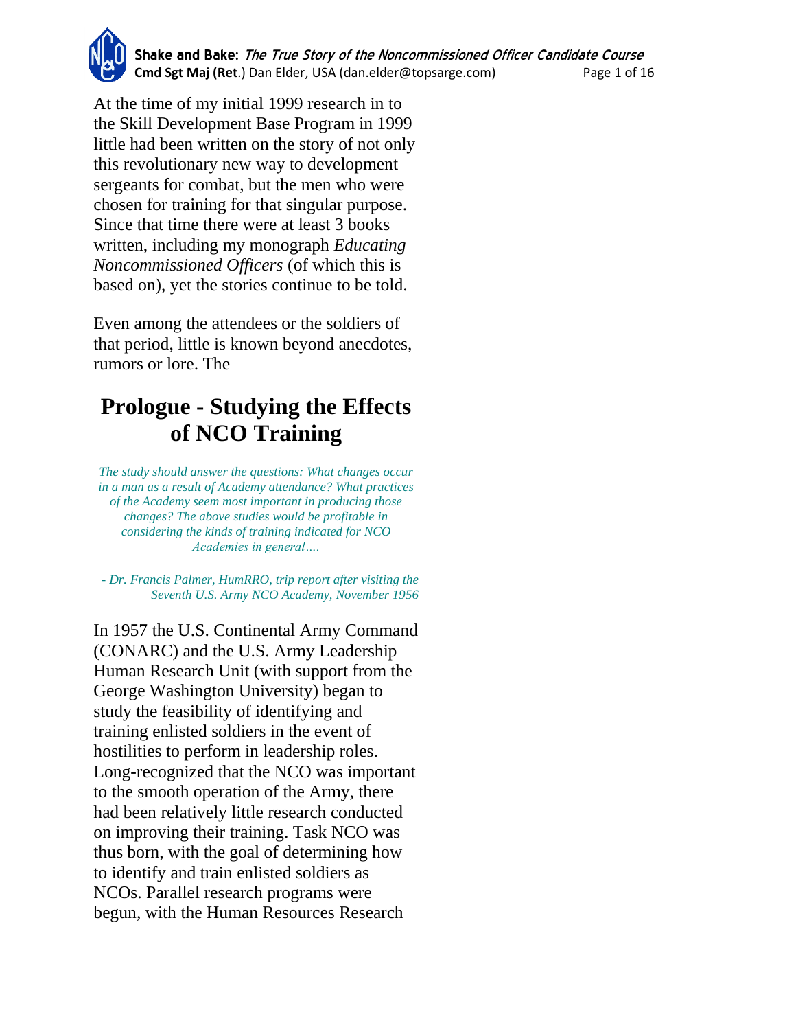At the time of my initial 1999 research in to the Skill Development Base Program in 1999 little had been written on the story of not only this revolutionary new way to development sergeants for combat, but the men who were chosen for training for that singular purpose. Since that time there were at least 3 books written, including my monograph *Educating Noncommissioned Officers* (of which this is based on), yet the stories continue to be told.

Even among the attendees or the soldiers of that period, little is known beyond anecdotes, rumors or lore. The

# Prologue - Studying the Effects of NCO Training

*The study should answer the questions: What changes occur in a man as a result of Academy attendance? What practices of the Academy seem most important in producing those changes? The above studies would be profitable in considering the kinds of training indicated for NCO Academies in general….*

*- Dr. Francis Palmer, HumRRO, trip report after visiting the Seventh U.S. Army NCO Academy, November 1956*

In 1957 the U.S. Continental Army Command (CONARC) and the U.S. Army Leadership Human Research Unit (with support from the George Washington University) began to study the feasibility of identifying and training enlisted soldiers in the event of hostilities to perform in leadership roles. Long-recognized that the NCO was important to the smooth operation of the Army, there had been relatively little research conducted on improving their training. Task NCO was thus born, with the goal of determining how to identify and train enlisted soldiers as NCOs. Parallel research programs were begun, with the Human Resources Research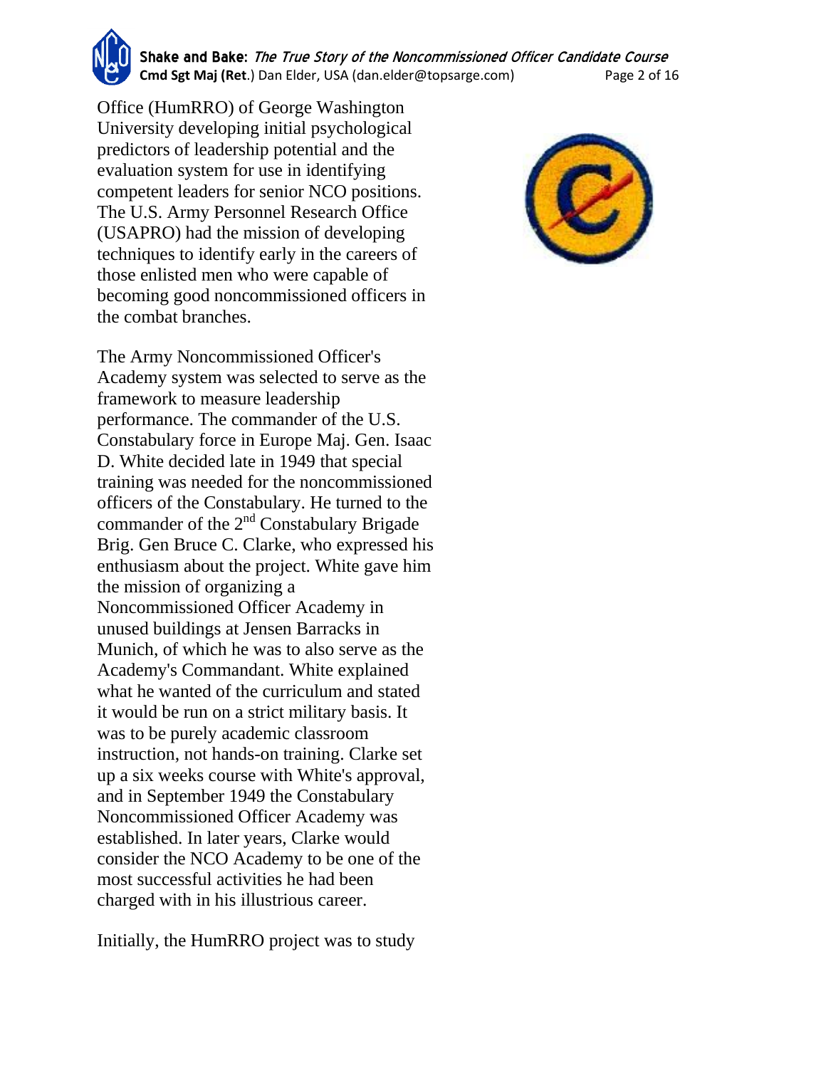Office (HumRRO) of George Washington University developing initial psychological predictors of leadership potential and the evaluation system for use in identifying competent leaders for senior NCO positions. The U.S. Army Personnel Research Office (USAPRO) had the mission of developing techniques to identify early in the careers of those enlisted men who were capable of becoming good noncommissioned officers in the combat branches.

The Army Noncommissioned Officer's Academy system was selected to serve as the framework to measure leadership performance. The commander of the U.S. Constabulary force in Europe Maj. Gen. Isaac D. White decided late in 1949 that special training was needed for the noncommissioned officers of the Constabulary. He turned to the commander of the 2nd Constabulary Brigade Brig. Gen Bruce C. Clarke, who expressed his enthusiasm about the project. White gave him the mission of organizing a Noncommissioned Officer Academy in unused buildings at Jensen Barracks in Munich, of which he was to also serve as the Academy's Commandant. White explained what he wanted of the curriculum and stated it would be run on a strict military basis. It was to be purely academic classroom instruction, not hands-on training. Clarke set up a six weeks course with White's approval, and in September 1949 the Constabulary Noncommissioned Officer Academy was established. In later years, Clarke would consider the NCO Academy to be one of the most successful activities he had been charged with in his illustrious career.

Initially, the HumRRO project was to study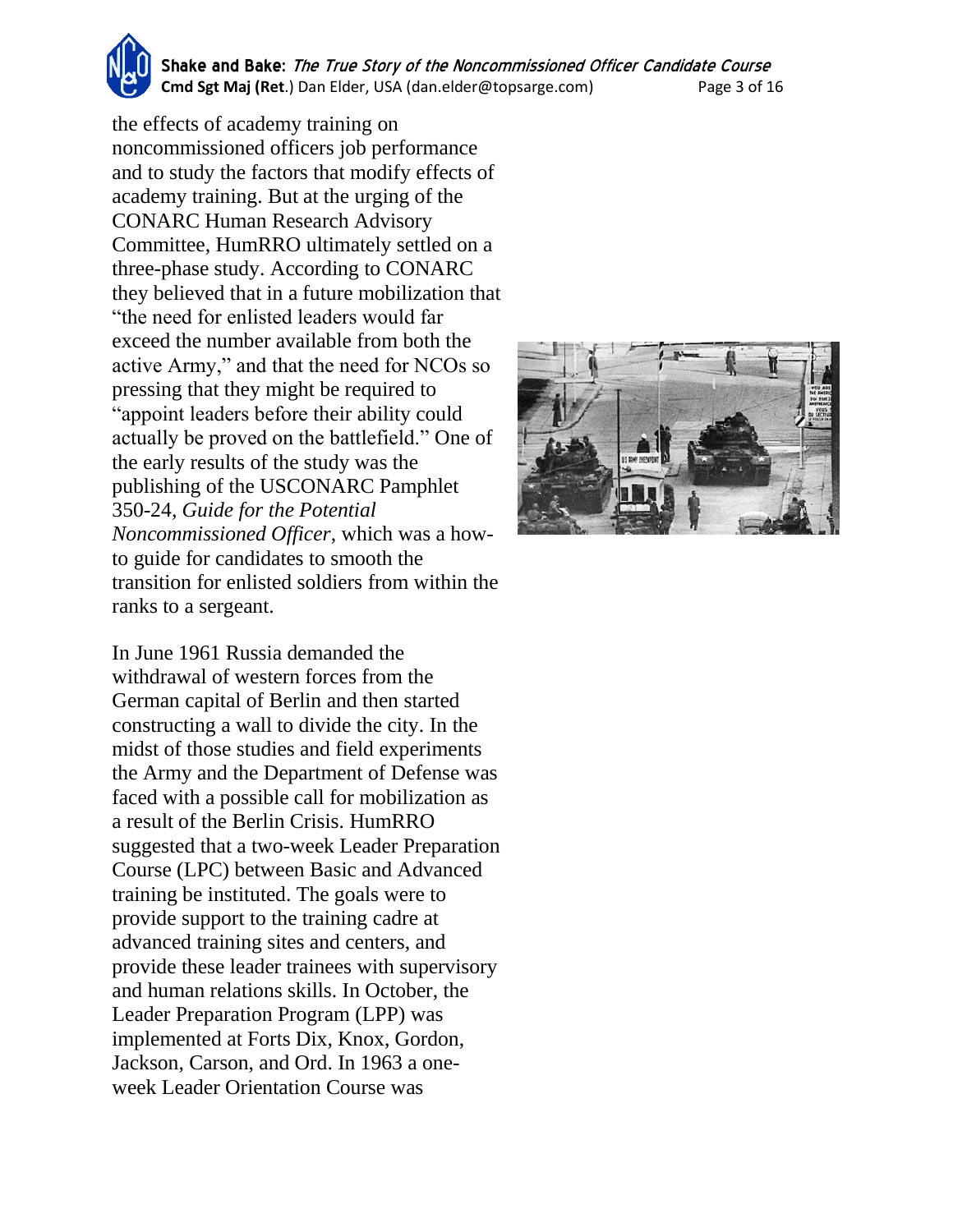the effects of academy training on noncommissioned officers job performance and to study the factors that modify effects of academy training. But at the urging of the CONARC Human Research Advisory Committee, HumRRO ultimately settled on a three-phase study. According to CONARC they believed that in a future mobilization that "the need for enlisted leaders would far exceed the number available from both the active Army," and that the need for NCOs so pressing that they might be required to "appoint leaders before their ability could actually be proved on the battlefield." One of the early results of the study was the publishing of the USCONARC Pamphlet 350-24, *Guide for the Potential Noncommissioned Officer*, which was a how-to guide for candidates to smooth the transition for enlisted soldiers from within the ranks to a sergeant.

In June 1961 Russia demanded the withdrawal of western forces from the German capital of Berlin and then started constructing a wall to divide the city. In the midst of those studies and field experiments the Army and the Department of Defense was faced with a possible call for mobilization as a result of the Berlin Crisis. HumRRO suggested that a two-week Leader Preparation Course (LPC) between Basic and Advanced training be instituted. The goals were to provide support to the training cadre at advanced training sites and centers, and provide these leader trainees with supervisory and human relations skills. In October, the Leader Preparation Program (LPP) was implemented at Forts Dix, Knox, Gordon, Jackson, Carson, and Ord. In 1963 a one-week Leader Orientation Course was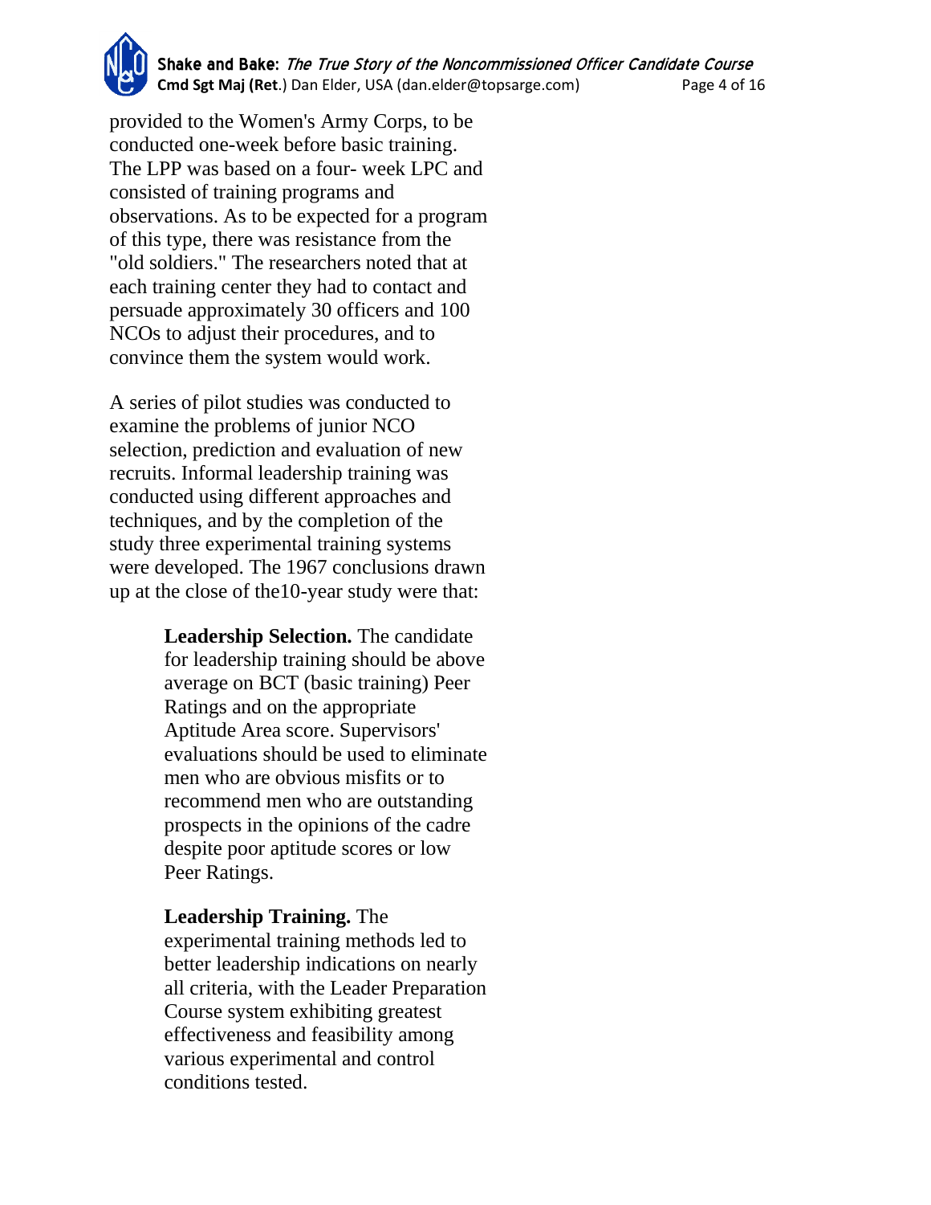provided to the Women's Army Corps, to be conducted one-week before basic training. The LPP was based on a four- week LPC and consisted of training programs and observations. As to be expected for a program of this type, there was resistance from the "old soldiers." The researchers noted that at each training center they had to contact and persuade approximately 30 officers and 100 NCOs to adjust their procedures, and to convince them the system would work.

A series of pilot studies was conducted to examine the problems of junior NCO selection, prediction and evaluation of new recruits. Informal leadership training was conducted using different approaches and techniques, and by the completion of the study three experimental training systems were developed. The 1967 conclusions drawn up at the close of the10-year study were that:

> **Leadership Selection.** The candidate for leadership training should be above average on BCT (basic training) Peer Ratings and on the appropriate Aptitude Area score. Supervisors' evaluations should be used to eliminate men who are obvious misfits or to recommend men who are outstanding prospects in the opinions of the cadre despite poor aptitude scores or low Peer Ratings.
>
> **Leadership Training.** The experimental training methods led to better leadership indications on nearly all criteria, with the Leader Preparation Course system exhibiting greatest effectiveness and feasibility among various experimental and control conditions tested.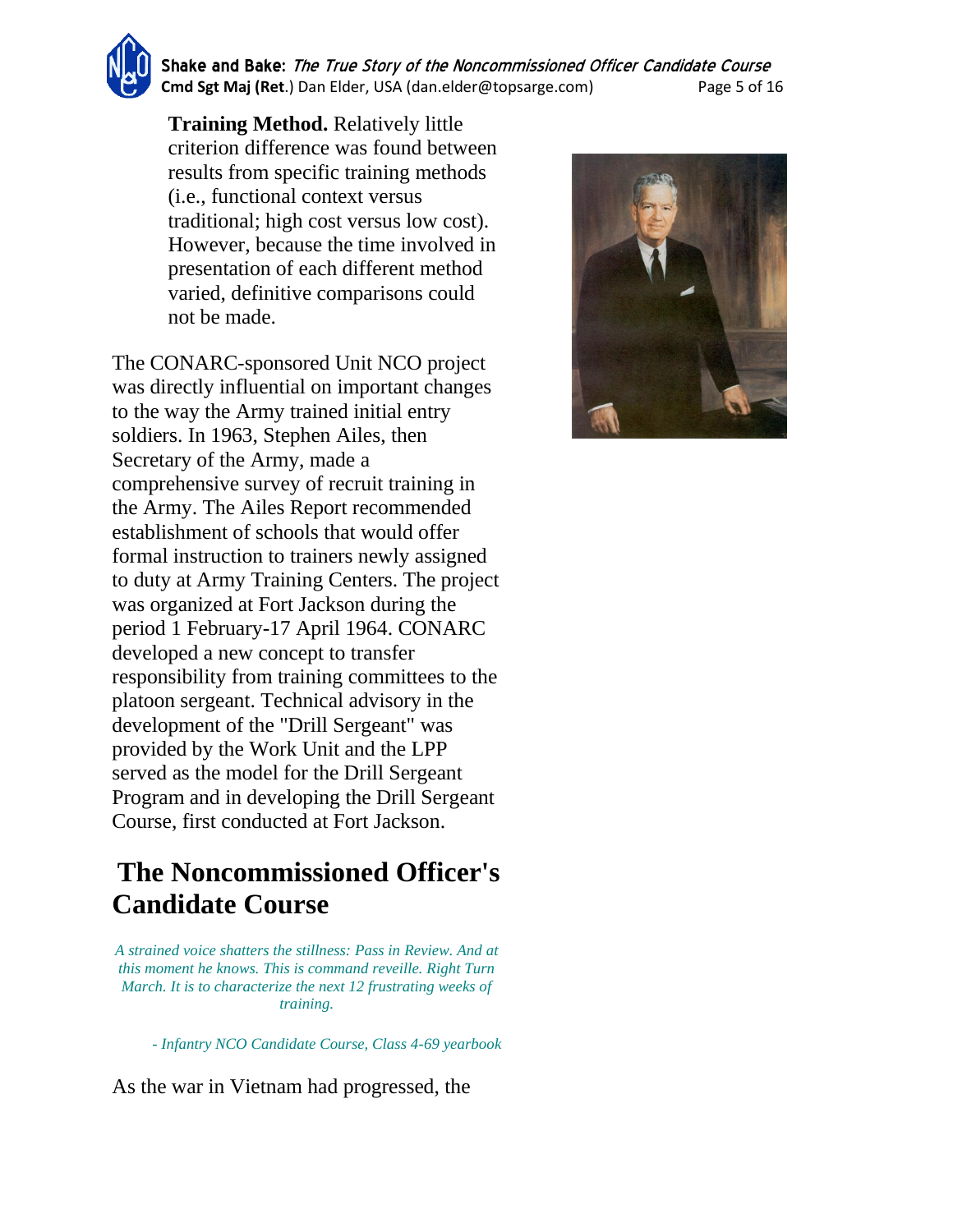**Training Method.** Relatively little criterion difference was found between results from specific training methods (i.e., functional context versus traditional; high cost versus low cost). However, because the time involved in presentation of each different method varied, definitive comparisons could not be made.

The CONARC-sponsored Unit NCO project was directly influential on important changes to the way the Army trained initial entry soldiers. In 1963, Stephen Ailes, then Secretary of the Army, made a comprehensive survey of recruit training in the Army. The Ailes Report recommended establishment of schools that would offer formal instruction to trainers newly assigned to duty at Army Training Centers. The project was organized at Fort Jackson during the period 1 February-17 April 1964. CONARC developed a new concept to transfer responsibility from training committees to the platoon sergeant. Technical advisory in the development of the "Drill Sergeant" was provided by the Work Unit and the LPP served as the model for the Drill Sergeant Program and in developing the Drill Sergeant Course, first conducted at Fort Jackson.

## The Noncommissioned Officer's Candidate Course

*A strained voice shatters the stillness: Pass in Review. And at this moment he knows. This is command reveille. Right Turn March. It is to characterize the next 12 frustrating weeks of training.*

*- Infantry NCO Candidate Course, Class 4-69 yearbook*

As the war in Vietnam had progressed, the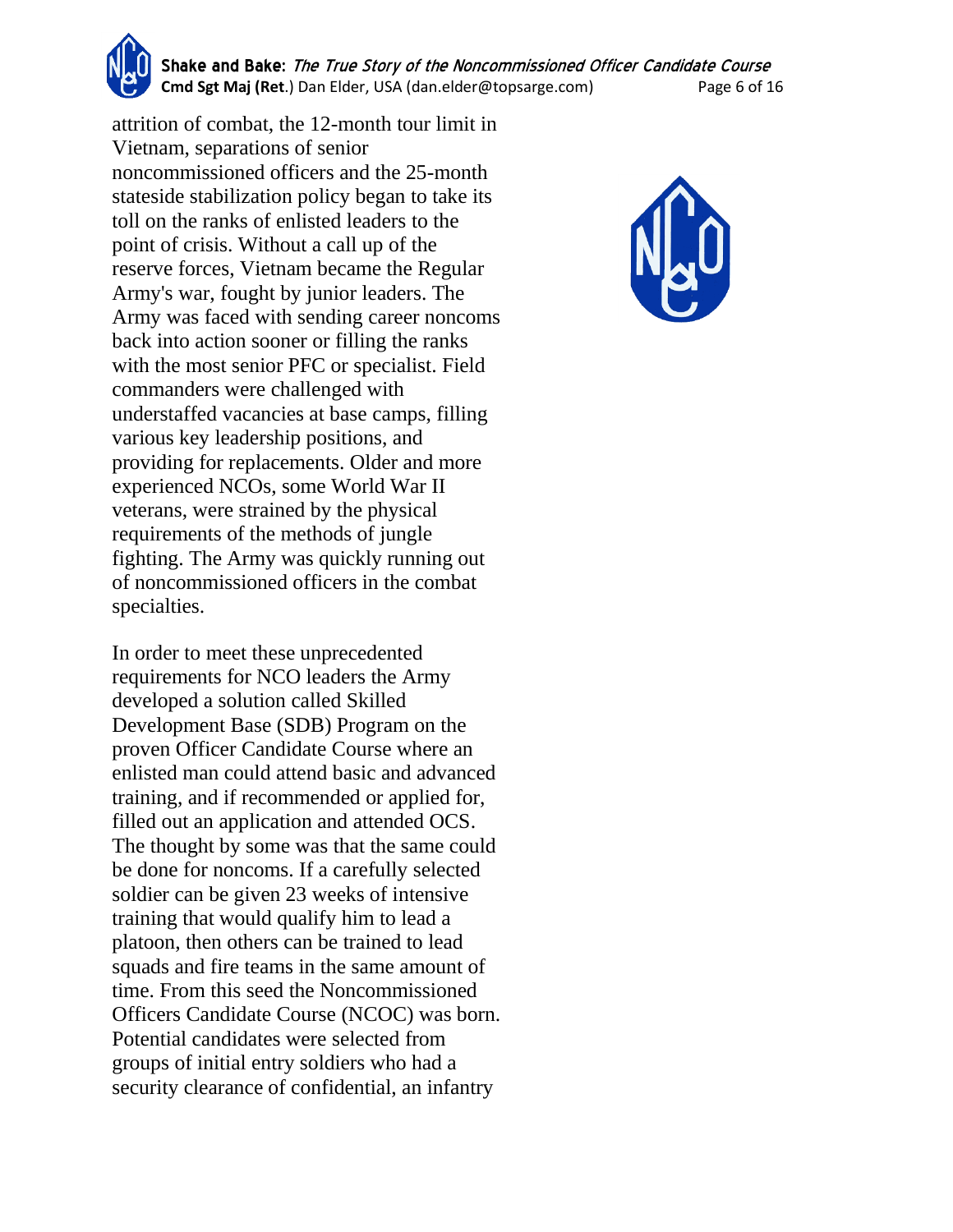attrition of combat, the 12-month tour limit in Vietnam, separations of senior noncommissioned officers and the 25-month stateside stabilization policy began to take its toll on the ranks of enlisted leaders to the point of crisis. Without a call up of the reserve forces, Vietnam became the Regular Army's war, fought by junior leaders. The Army was faced with sending career noncoms back into action sooner or filling the ranks with the most senior PFC or specialist. Field commanders were challenged with understaffed vacancies at base camps, filling various key leadership positions, and providing for replacements. Older and more experienced NCOs, some World War II veterans, were strained by the physical requirements of the methods of jungle fighting. The Army was quickly running out of noncommissioned officers in the combat specialties.

In order to meet these unprecedented requirements for NCO leaders the Army developed a solution called Skilled Development Base (SDB) Program on the proven Officer Candidate Course where an enlisted man could attend basic and advanced training, and if recommended or applied for, filled out an application and attended OCS. The thought by some was that the same could be done for noncoms. If a carefully selected soldier can be given 23 weeks of intensive training that would qualify him to lead a platoon, then others can be trained to lead squads and fire teams in the same amount of time. From this seed the Noncommissioned Officers Candidate Course (NCOC) was born. Potential candidates were selected from groups of initial entry soldiers who had a security clearance of confidential, an infantry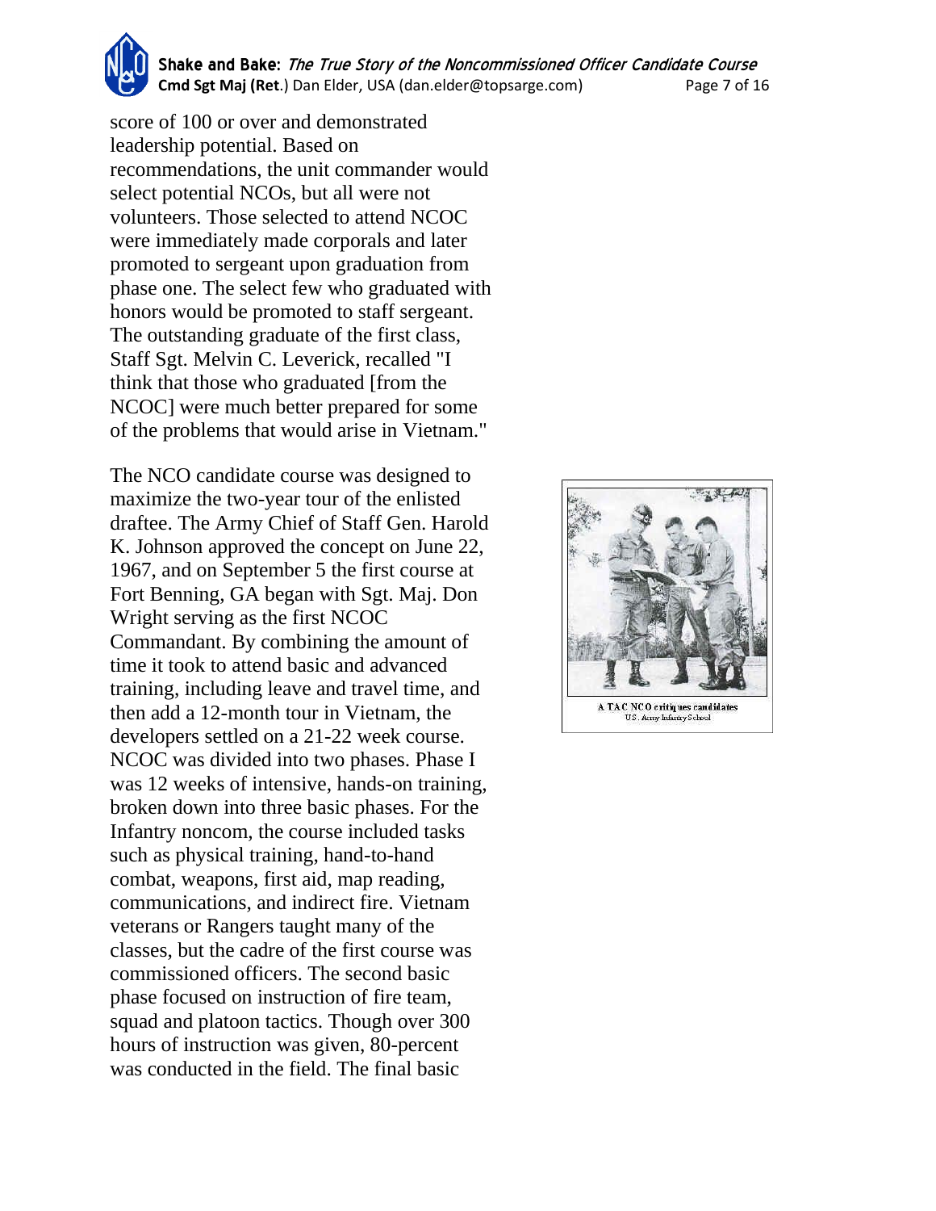score of 100 or over and demonstrated leadership potential. Based on recommendations, the unit commander would select potential NCOs, but all were not volunteers. Those selected to attend NCOC were immediately made corporals and later promoted to sergeant upon graduation from phase one. The select few who graduated with honors would be promoted to staff sergeant. The outstanding graduate of the first class, Staff Sgt. Melvin C. Leverick, recalled "I think that those who graduated [from the NCOC] were much better prepared for some of the problems that would arise in Vietnam."

The NCO candidate course was designed to maximize the two-year tour of the enlisted draftee. The Army Chief of Staff Gen. Harold K. Johnson approved the concept on June 22, 1967, and on September 5 the first course at Fort Benning, GA began with Sgt. Maj. Don Wright serving as the first NCOC Commandant. By combining the amount of time it took to attend basic and advanced training, including leave and travel time, and then add a 12-month tour in Vietnam, the developers settled on a 21-22 week course. NCOC was divided into two phases. Phase I was 12 weeks of intensive, hands-on training, broken down into three basic phases. For the Infantry noncom, the course included tasks such as physical training, hand-to-hand combat, weapons, first aid, map reading, communications, and indirect fire. Vietnam veterans or Rangers taught many of the classes, but the cadre of the first course was commissioned officers. The second basic phase focused on instruction of fire team, squad and platoon tactics. Though over 300 hours of instruction was given, 80-percent was conducted in the field. The final basic

A TAC NCO critiques candidates
US. Army Infantry School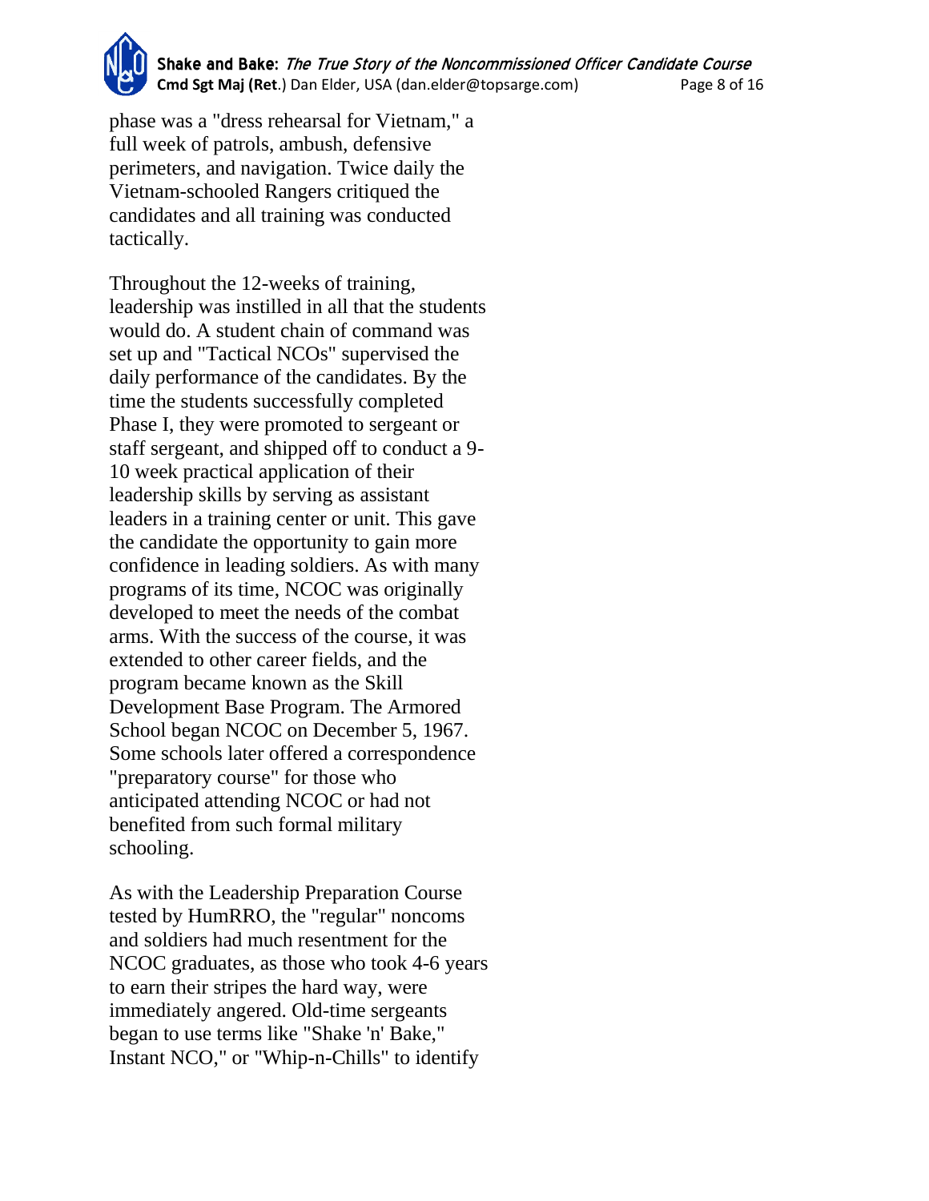phase was a "dress rehearsal for Vietnam," a full week of patrols, ambush, defensive perimeters, and navigation. Twice daily the Vietnam-schooled Rangers critiqued the candidates and all training was conducted tactically.

Throughout the 12-weeks of training, leadership was instilled in all that the students would do. A student chain of command was set up and "Tactical NCOs" supervised the daily performance of the candidates. By the time the students successfully completed Phase I, they were promoted to sergeant or staff sergeant, and shipped off to conduct a 9-10 week practical application of their leadership skills by serving as assistant leaders in a training center or unit. This gave the candidate the opportunity to gain more confidence in leading soldiers. As with many programs of its time, NCOC was originally developed to meet the needs of the combat arms. With the success of the course, it was extended to other career fields, and the program became known as the Skill Development Base Program. The Armored School began NCOC on December 5, 1967. Some schools later offered a correspondence "preparatory course" for those who anticipated attending NCOC or had not benefited from such formal military schooling.

As with the Leadership Preparation Course tested by HumRRO, the "regular" noncoms and soldiers had much resentment for the NCOC graduates, as those who took 4-6 years to earn their stripes the hard way, were immediately angered. Old-time sergeants began to use terms like "Shake 'n' Bake," Instant NCO," or "Whip-n-Chills" to identify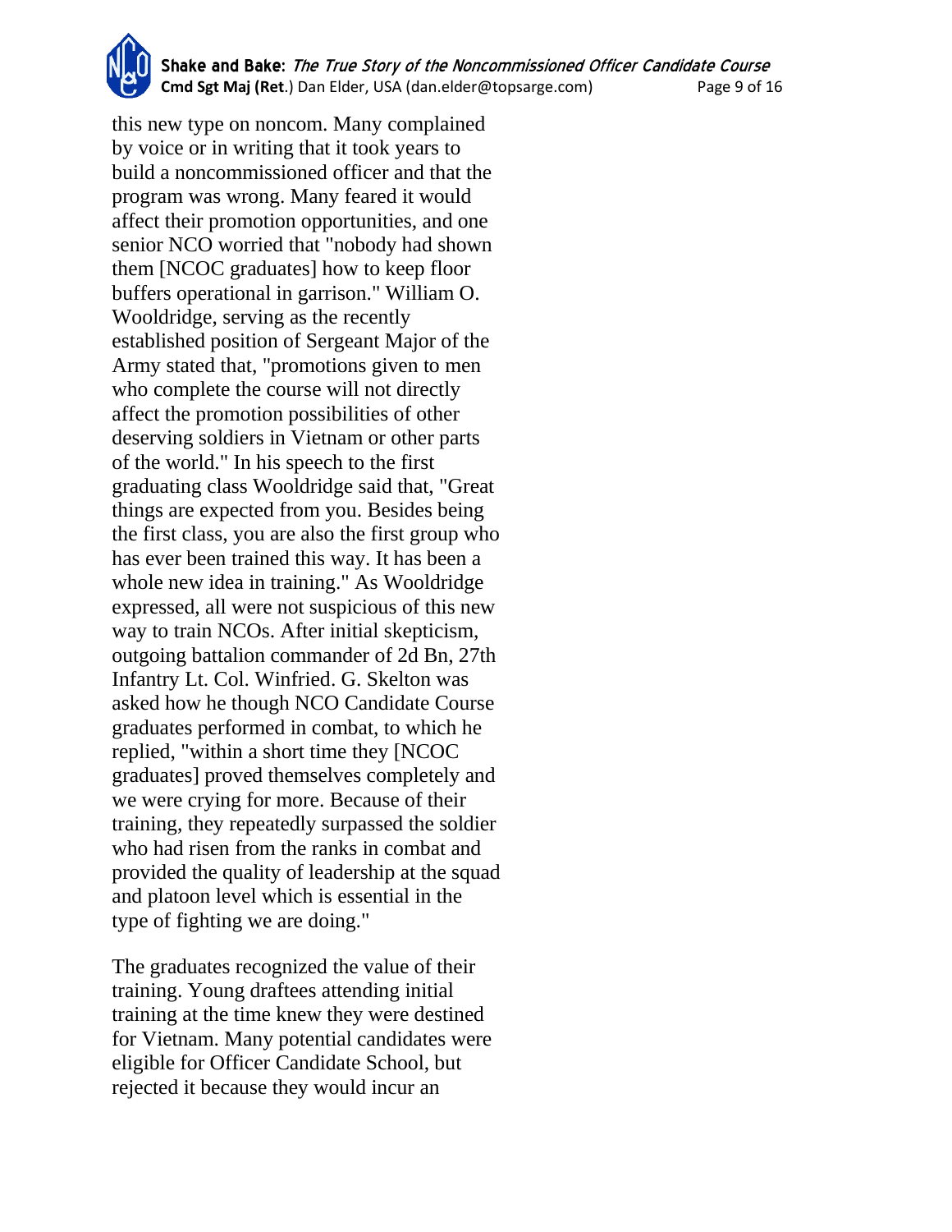this new type on noncom. Many complained by voice or in writing that it took years to build a noncommissioned officer and that the program was wrong. Many feared it would affect their promotion opportunities, and one senior NCO worried that "nobody had shown them [NCOC graduates] how to keep floor buffers operational in garrison." William O. Wooldridge, serving as the recently established position of Sergeant Major of the Army stated that, "promotions given to men who complete the course will not directly affect the promotion possibilities of other deserving soldiers in Vietnam or other parts of the world." In his speech to the first graduating class Wooldridge said that, "Great things are expected from you. Besides being the first class, you are also the first group who has ever been trained this way. It has been a whole new idea in training." As Wooldridge expressed, all were not suspicious of this new way to train NCOs. After initial skepticism, outgoing battalion commander of 2d Bn, 27th Infantry Lt. Col. Winfried. G. Skelton was asked how he though NCO Candidate Course graduates performed in combat, to which he replied, "within a short time they [NCOC graduates] proved themselves completely and we were crying for more. Because of their training, they repeatedly surpassed the soldier who had risen from the ranks in combat and provided the quality of leadership at the squad and platoon level which is essential in the type of fighting we are doing."

The graduates recognized the value of their training. Young draftees attending initial training at the time knew they were destined for Vietnam. Many potential candidates were eligible for Officer Candidate School, but rejected it because they would incur an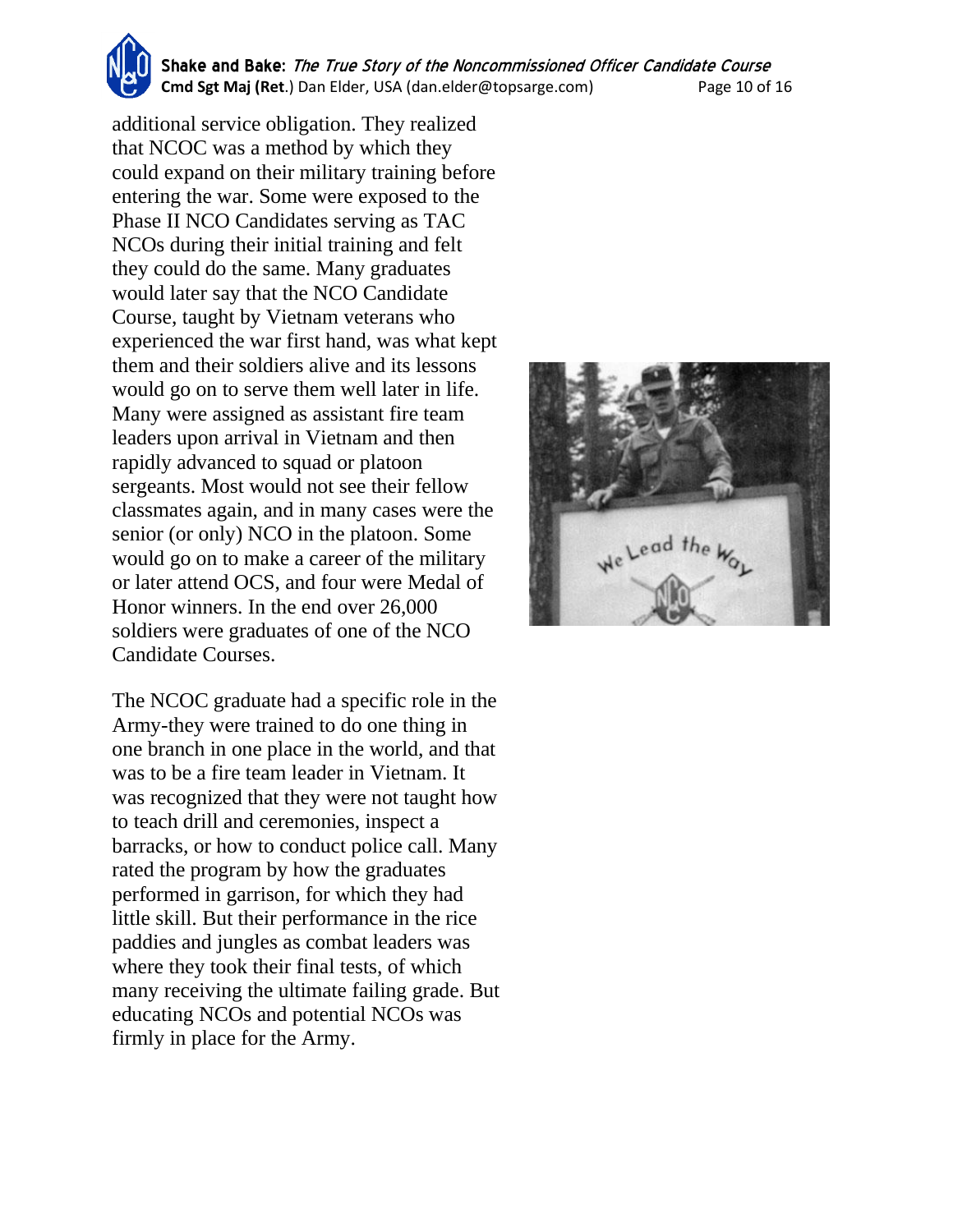additional service obligation. They realized that NCOC was a method by which they could expand on their military training before entering the war. Some were exposed to the Phase II NCO Candidates serving as TAC NCOs during their initial training and felt they could do the same. Many graduates would later say that the NCO Candidate Course, taught by Vietnam veterans who experienced the war first hand, was what kept them and their soldiers alive and its lessons would go on to serve them well later in life. Many were assigned as assistant fire team leaders upon arrival in Vietnam and then rapidly advanced to squad or platoon sergeants. Most would not see their fellow classmates again, and in many cases were the senior (or only) NCO in the platoon. Some would go on to make a career of the military or later attend OCS, and four were Medal of Honor winners. In the end over 26,000 soldiers were graduates of one of the NCO Candidate Courses.

The NCOC graduate had a specific role in the Army-they were trained to do one thing in one branch in one place in the world, and that was to be a fire team leader in Vietnam. It was recognized that they were not taught how to teach drill and ceremonies, inspect a barracks, or how to conduct police call. Many rated the program by how the graduates performed in garrison, for which they had little skill. But their performance in the rice paddies and jungles as combat leaders was where they took their final tests, of which many receiving the ultimate failing grade. But educating NCOs and potential NCOs was firmly in place for the Army.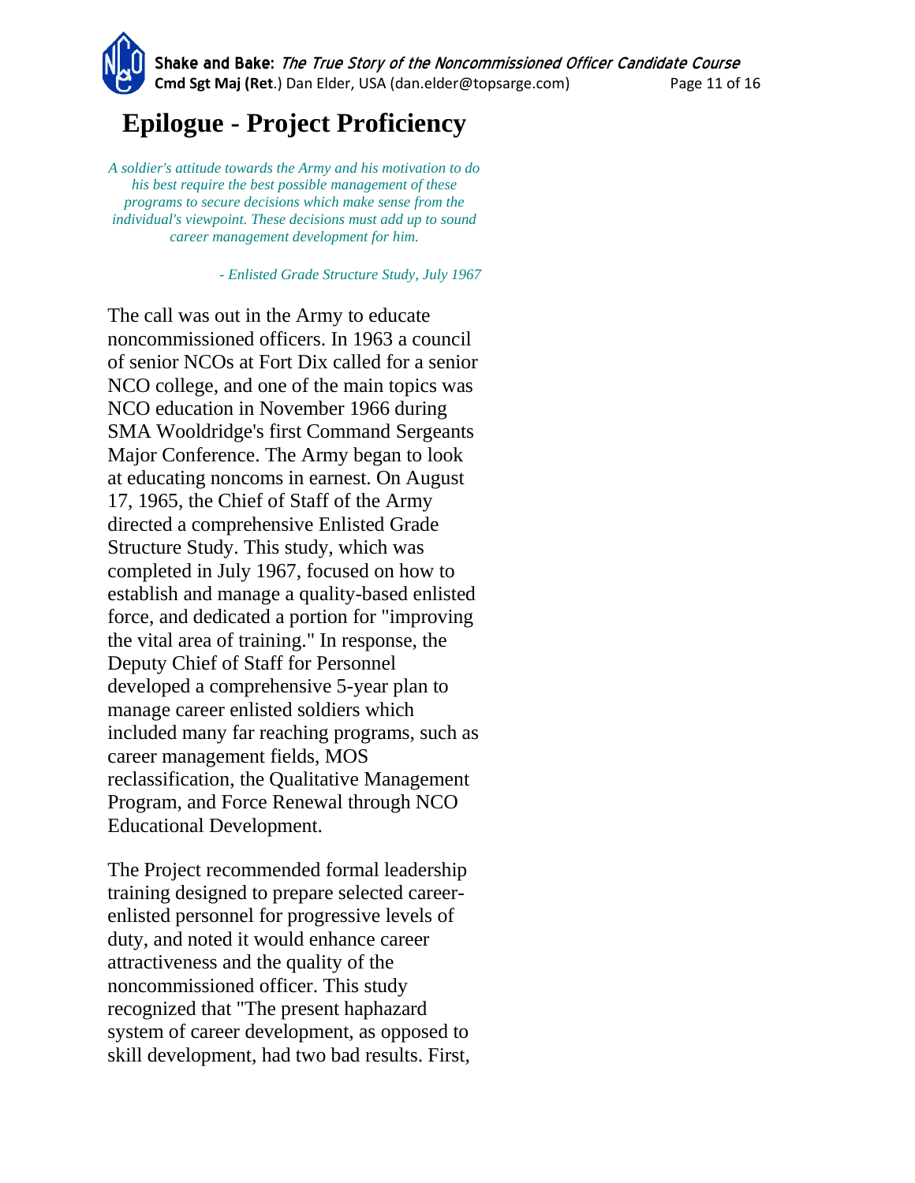# Epilogue - Project Proficiency

*A soldier's attitude towards the Army and his motivation to do his best require the best possible management of these programs to secure decisions which make sense from the individual's viewpoint. These decisions must add up to sound career management development for him.*

*- Enlisted Grade Structure Study, July 1967*

The call was out in the Army to educate noncommissioned officers. In 1963 a council of senior NCOs at Fort Dix called for a senior NCO college, and one of the main topics was NCO education in November 1966 during SMA Wooldridge's first Command Sergeants Major Conference. The Army began to look at educating noncoms in earnest. On August 17, 1965, the Chief of Staff of the Army directed a comprehensive Enlisted Grade Structure Study. This study, which was completed in July 1967, focused on how to establish and manage a quality-based enlisted force, and dedicated a portion for "improving the vital area of training." In response, the Deputy Chief of Staff for Personnel developed a comprehensive 5-year plan to manage career enlisted soldiers which included many far reaching programs, such as career management fields, MOS reclassification, the Qualitative Management Program, and Force Renewal through NCO Educational Development.

The Project recommended formal leadership training designed to prepare selected career-enlisted personnel for progressive levels of duty, and noted it would enhance career attractiveness and the quality of the noncommissioned officer. This study recognized that "The present haphazard system of career development, as opposed to skill development, had two bad results. First,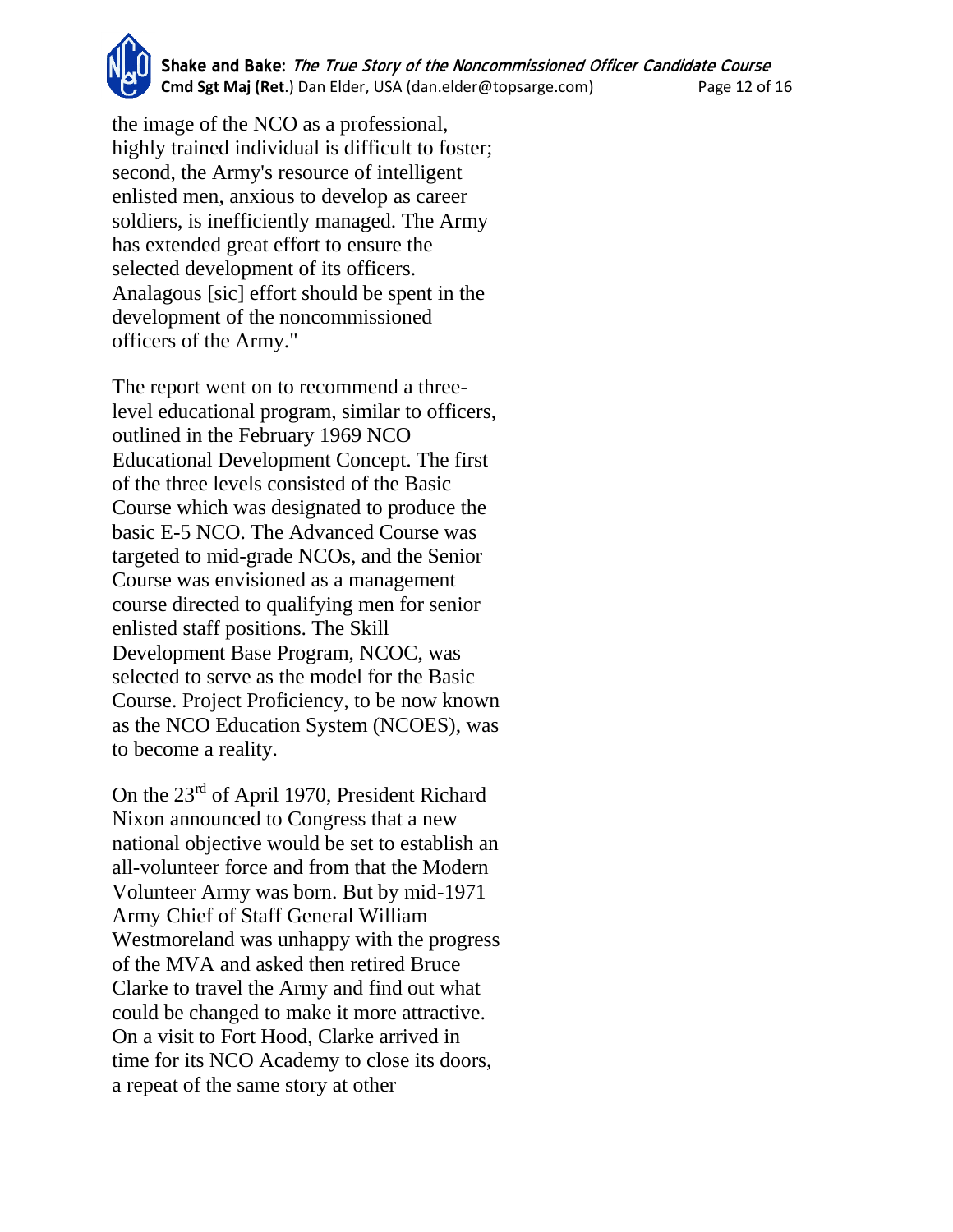the image of the NCO as a professional, highly trained individual is difficult to foster; second, the Army's resource of intelligent enlisted men, anxious to develop as career soldiers, is inefficiently managed. The Army has extended great effort to ensure the selected development of its officers. Analagous [sic] effort should be spent in the development of the noncommissioned officers of the Army."

The report went on to recommend a three-level educational program, similar to officers, outlined in the February 1969 NCO Educational Development Concept. The first of the three levels consisted of the Basic Course which was designated to produce the basic E-5 NCO. The Advanced Course was targeted to mid-grade NCOs, and the Senior Course was envisioned as a management course directed to qualifying men for senior enlisted staff positions. The Skill Development Base Program, NCOC, was selected to serve as the model for the Basic Course. Project Proficiency, to be now known as the NCO Education System (NCOES), was to become a reality.

On the 23rd of April 1970, President Richard Nixon announced to Congress that a new national objective would be set to establish an all-volunteer force and from that the Modern Volunteer Army was born. But by mid-1971 Army Chief of Staff General William Westmoreland was unhappy with the progress of the MVA and asked then retired Bruce Clarke to travel the Army and find out what could be changed to make it more attractive. On a visit to Fort Hood, Clarke arrived in time for its NCO Academy to close its doors, a repeat of the same story at other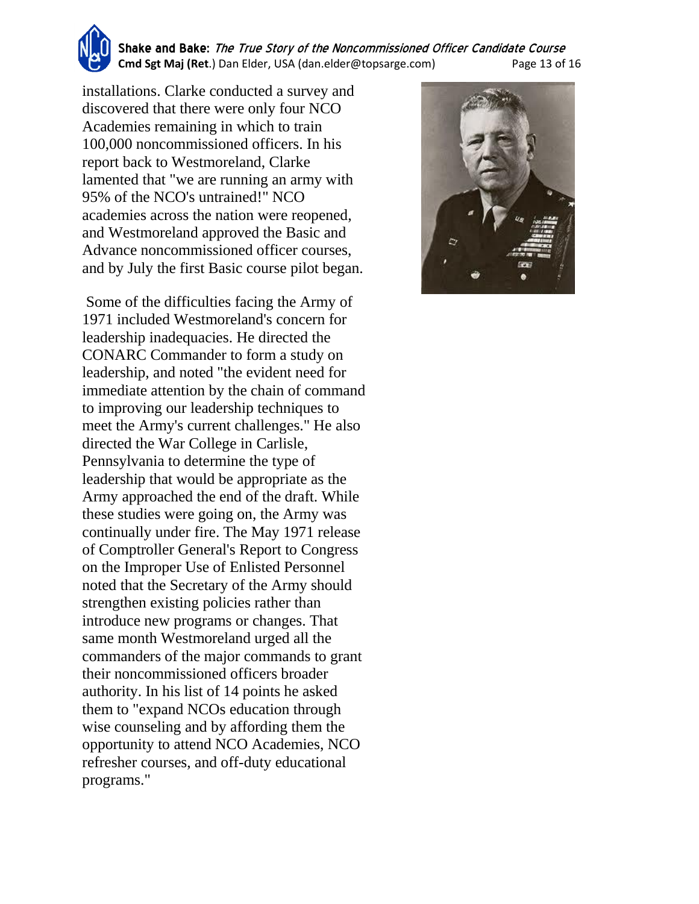installations. Clarke conducted a survey and discovered that there were only four NCO Academies remaining in which to train 100,000 noncommissioned officers. In his report back to Westmoreland, Clarke lamented that "we are running an army with 95% of the NCO's untrained!" NCO academies across the nation were reopened, and Westmoreland approved the Basic and Advance noncommissioned officer courses, and by July the first Basic course pilot began.

Some of the difficulties facing the Army of 1971 included Westmoreland's concern for leadership inadequacies. He directed the CONARC Commander to form a study on leadership, and noted "the evident need for immediate attention by the chain of command to improving our leadership techniques to meet the Army's current challenges." He also directed the War College in Carlisle, Pennsylvania to determine the type of leadership that would be appropriate as the Army approached the end of the draft. While these studies were going on, the Army was continually under fire. The May 1971 release of Comptroller General's Report to Congress on the Improper Use of Enlisted Personnel noted that the Secretary of the Army should strengthen existing policies rather than introduce new programs or changes. That same month Westmoreland urged all the commanders of the major commands to grant their noncommissioned officers broader authority. In his list of 14 points he asked them to "expand NCOs education through wise counseling and by affording them the opportunity to attend NCO Academies, NCO refresher courses, and off-duty educational programs."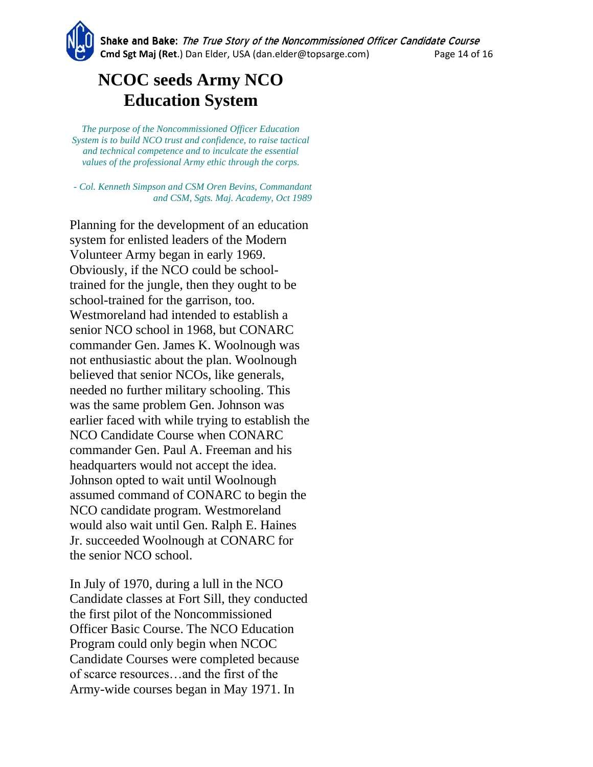# NCOC seeds Army NCO Education System

*The purpose of the Noncommissioned Officer Education System is to build NCO trust and confidence, to raise tactical and technical competence and to inculcate the essential values of the professional Army ethic through the corps.*

*- Col. Kenneth Simpson and CSM Oren Bevins, Commandant and CSM, Sgts. Maj. Academy, Oct 1989*

Planning for the development of an education system for enlisted leaders of the Modern Volunteer Army began in early 1969. Obviously, if the NCO could be school-trained for the jungle, then they ought to be school-trained for the garrison, too. Westmoreland had intended to establish a senior NCO school in 1968, but CONARC commander Gen. James K. Woolnough was not enthusiastic about the plan. Woolnough believed that senior NCOs, like generals, needed no further military schooling. This was the same problem Gen. Johnson was earlier faced with while trying to establish the NCO Candidate Course when CONARC commander Gen. Paul A. Freeman and his headquarters would not accept the idea. Johnson opted to wait until Woolnough assumed command of CONARC to begin the NCO candidate program. Westmoreland would also wait until Gen. Ralph E. Haines Jr. succeeded Woolnough at CONARC for the senior NCO school.

In July of 1970, during a lull in the NCO Candidate classes at Fort Sill, they conducted the first pilot of the Noncommissioned Officer Basic Course. The NCO Education Program could only begin when NCOC Candidate Courses were completed because of scarce resources…and the first of the Army-wide courses began in May 1971. In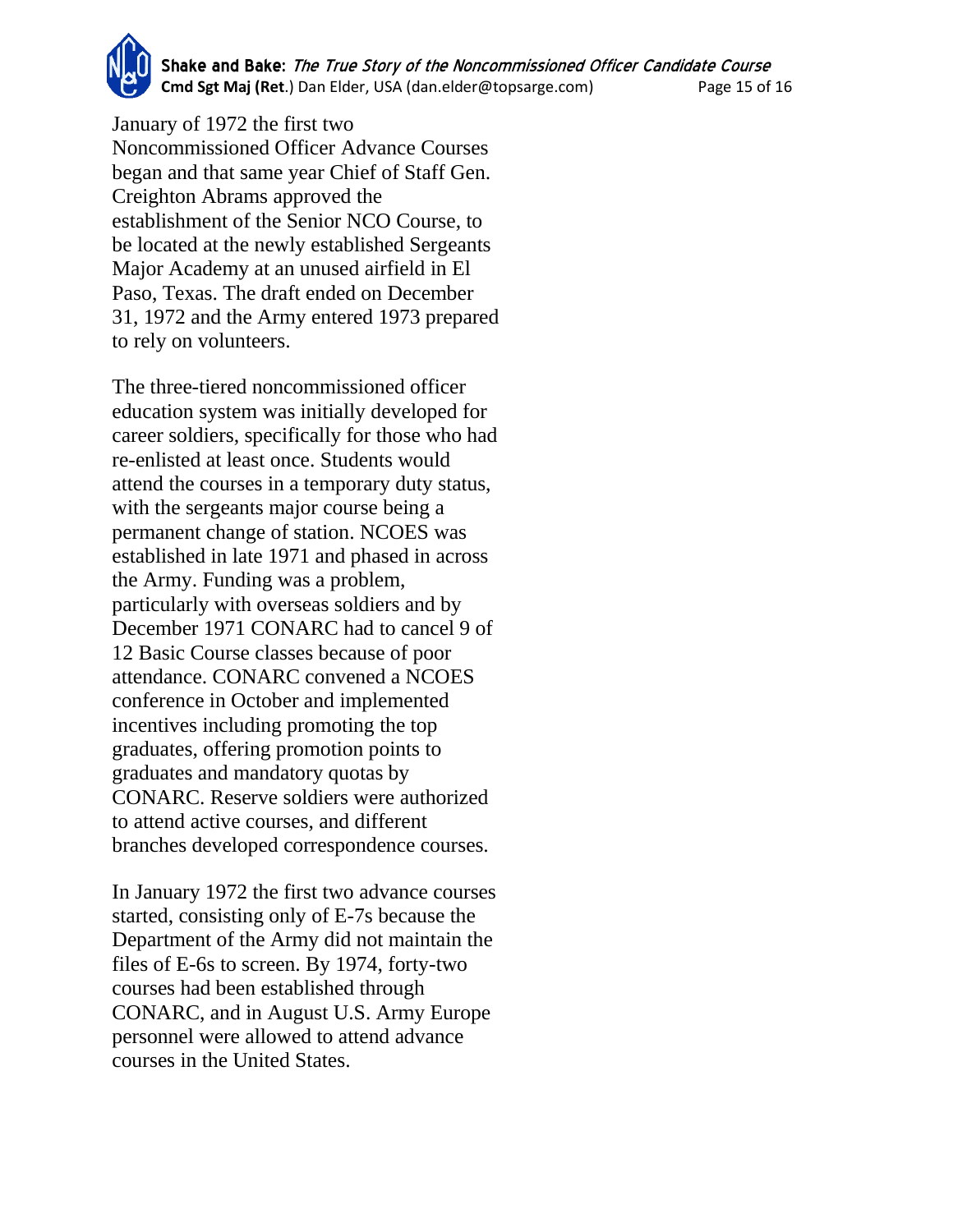January of 1972 the first two Noncommissioned Officer Advance Courses began and that same year Chief of Staff Gen. Creighton Abrams approved the establishment of the Senior NCO Course, to be located at the newly established Sergeants Major Academy at an unused airfield in El Paso, Texas. The draft ended on December 31, 1972 and the Army entered 1973 prepared to rely on volunteers.

The three-tiered noncommissioned officer education system was initially developed for career soldiers, specifically for those who had re-enlisted at least once. Students would attend the courses in a temporary duty status, with the sergeants major course being a permanent change of station. NCOES was established in late 1971 and phased in across the Army. Funding was a problem, particularly with overseas soldiers and by December 1971 CONARC had to cancel 9 of 12 Basic Course classes because of poor attendance. CONARC convened a NCOES conference in October and implemented incentives including promoting the top graduates, offering promotion points to graduates and mandatory quotas by CONARC. Reserve soldiers were authorized to attend active courses, and different branches developed correspondence courses.

In January 1972 the first two advance courses started, consisting only of E-7s because the Department of the Army did not maintain the files of E-6s to screen. By 1974, forty-two courses had been established through CONARC, and in August U.S. Army Europe personnel were allowed to attend advance courses in the United States.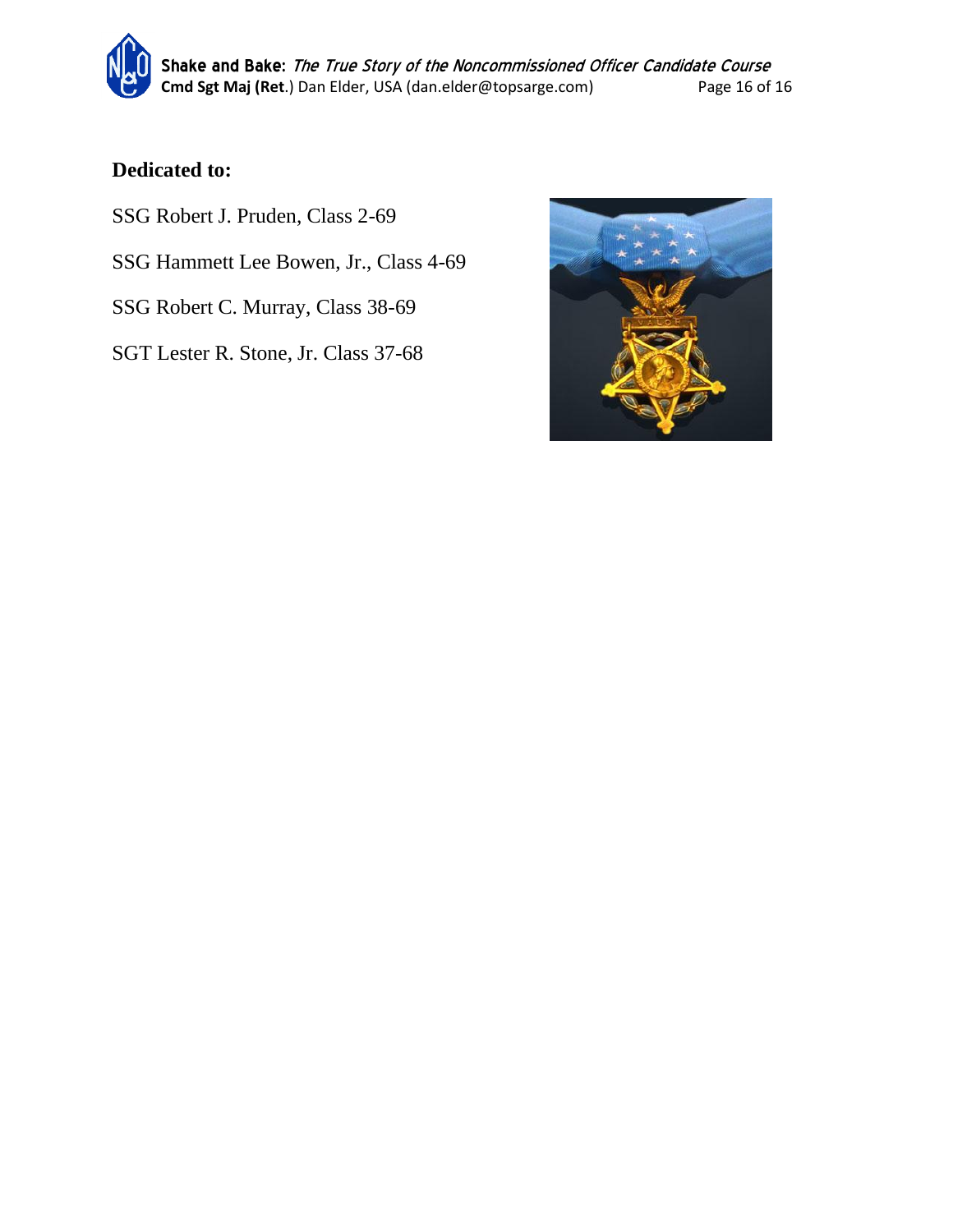**Dedicated to:**

SSG Robert J. Pruden, Class 2-69

SSG Hammett Lee Bowen, Jr., Class 4-69

SSG Robert C. Murray, Class 38-69

SGT Lester R. Stone, Jr. Class 37-68